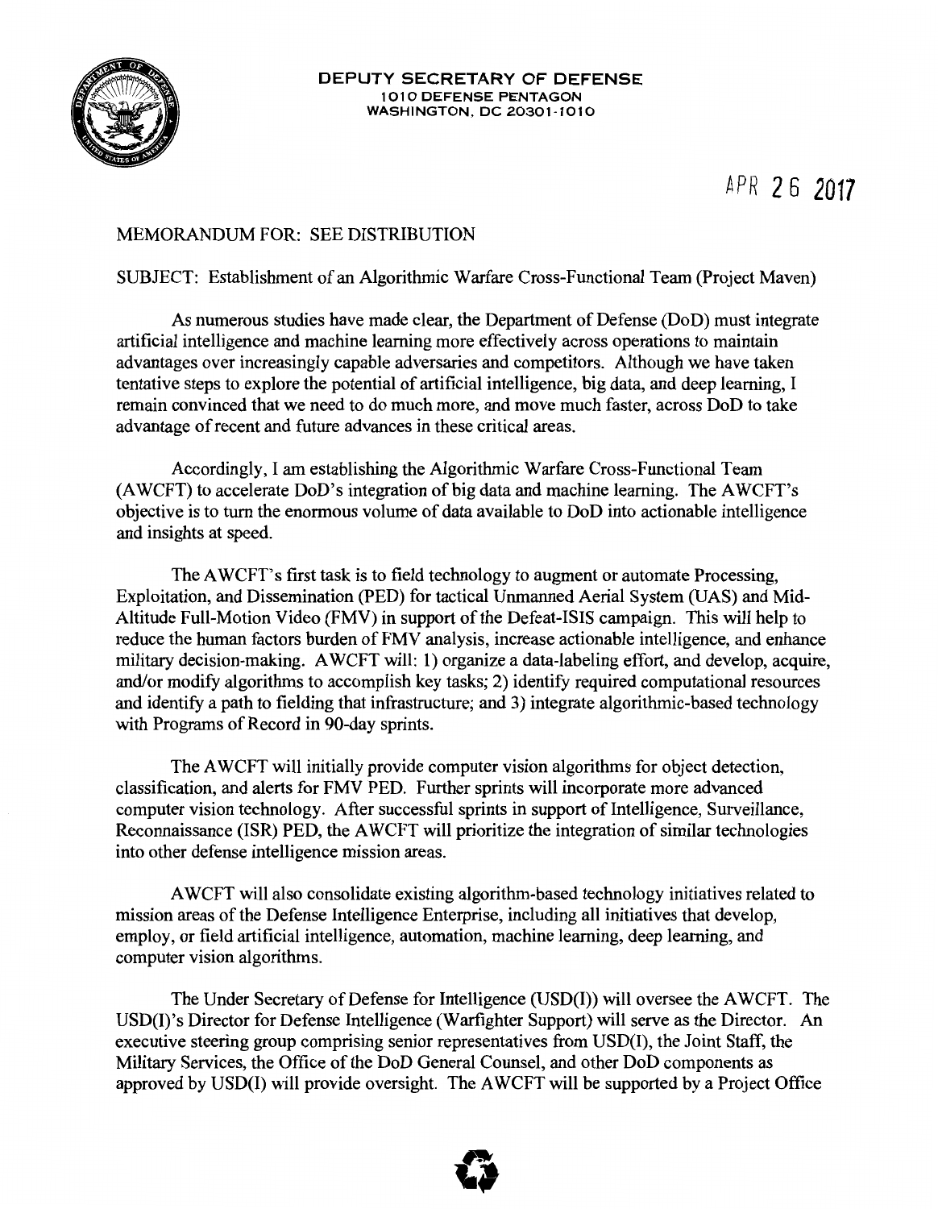**DEPUTY SECRETARY OF DEFENSE**
**1010 DEFENSE PENTAGON**
**WASHINGTON, DC 20301-1010**

APR 26 2017

MEMORANDUM FOR: SEE DISTRIBUTION

SUBJECT: Establishment of an Algorithmic Warfare Cross-Functional Team (Project Maven)

As numerous studies have made clear, the Department of Defense (DoD) must integrate artificial intelligence and machine learning more effectively across operations to maintain advantages over increasingly capable adversaries and competitors. Although we have taken tentative steps to explore the potential of artificial intelligence, big data, and deep learning, I remain convinced that we need to do much more, and move much faster, across DoD to take advantage of recent and future advances in these critical areas.

Accordingly, I am establishing the Algorithmic Warfare Cross-Functional Team (AWCFT) to accelerate DoD's integration of big data and machine learning. The AWCFT's objective is to turn the enormous volume of data available to DoD into actionable intelligence and insights at speed.

The AWCFT's first task is to field technology to augment or automate Processing, Exploitation, and Dissemination (PED) for tactical Unmanned Aerial System (UAS) and Mid-Altitude Full-Motion Video (FMV) in support of the Defeat-ISIS campaign. This will help to reduce the human factors burden of FMV analysis, increase actionable intelligence, and enhance military decision-making. AWCFT will: 1) organize a data-labeling effort, and develop, acquire, and/or modify algorithms to accomplish key tasks; 2) identify required computational resources and identify a path to fielding that infrastructure; and 3) integrate algorithmic-based technology with Programs of Record in 90-day sprints.

The AWCFT will initially provide computer vision algorithms for object detection, classification, and alerts for FMV PED. Further sprints will incorporate more advanced computer vision technology. After successful sprints in support of Intelligence, Surveillance, Reconnaissance (ISR) PED, the AWCFT will prioritize the integration of similar technologies into other defense intelligence mission areas.

AWCFT will also consolidate existing algorithm-based technology initiatives related to mission areas of the Defense Intelligence Enterprise, including all initiatives that develop, employ, or field artificial intelligence, automation, machine learning, deep learning, and computer vision algorithms.

The Under Secretary of Defense for Intelligence (USD(I)) will oversee the AWCFT. The USD(I)'s Director for Defense Intelligence (Warfighter Support) will serve as the Director. An executive steering group comprising senior representatives from USD(I), the Joint Staff, the Military Services, the Office of the DoD General Counsel, and other DoD components as approved by USD(I) will provide oversight. The AWCFT will be supported by a Project Office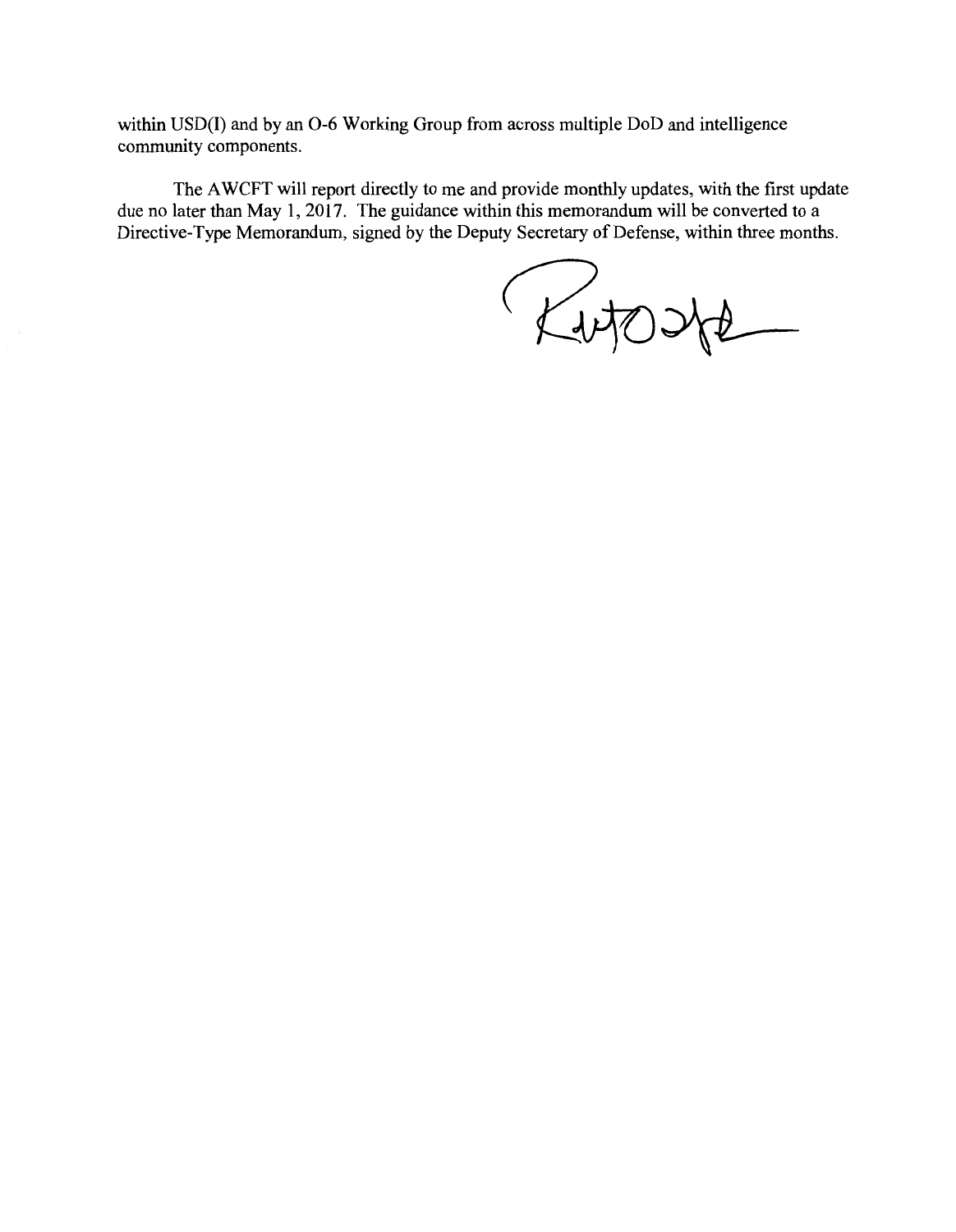within USD(I) and by an O-6 Working Group from across multiple DoD and intelligence community components.

The AWCFT will report directly to me and provide monthly updates, with the first update due no later than May 1, 2017. The guidance within this memorandum will be converted to a Directive-Type Memorandum, signed by the Deputy Secretary of Defense, within three months.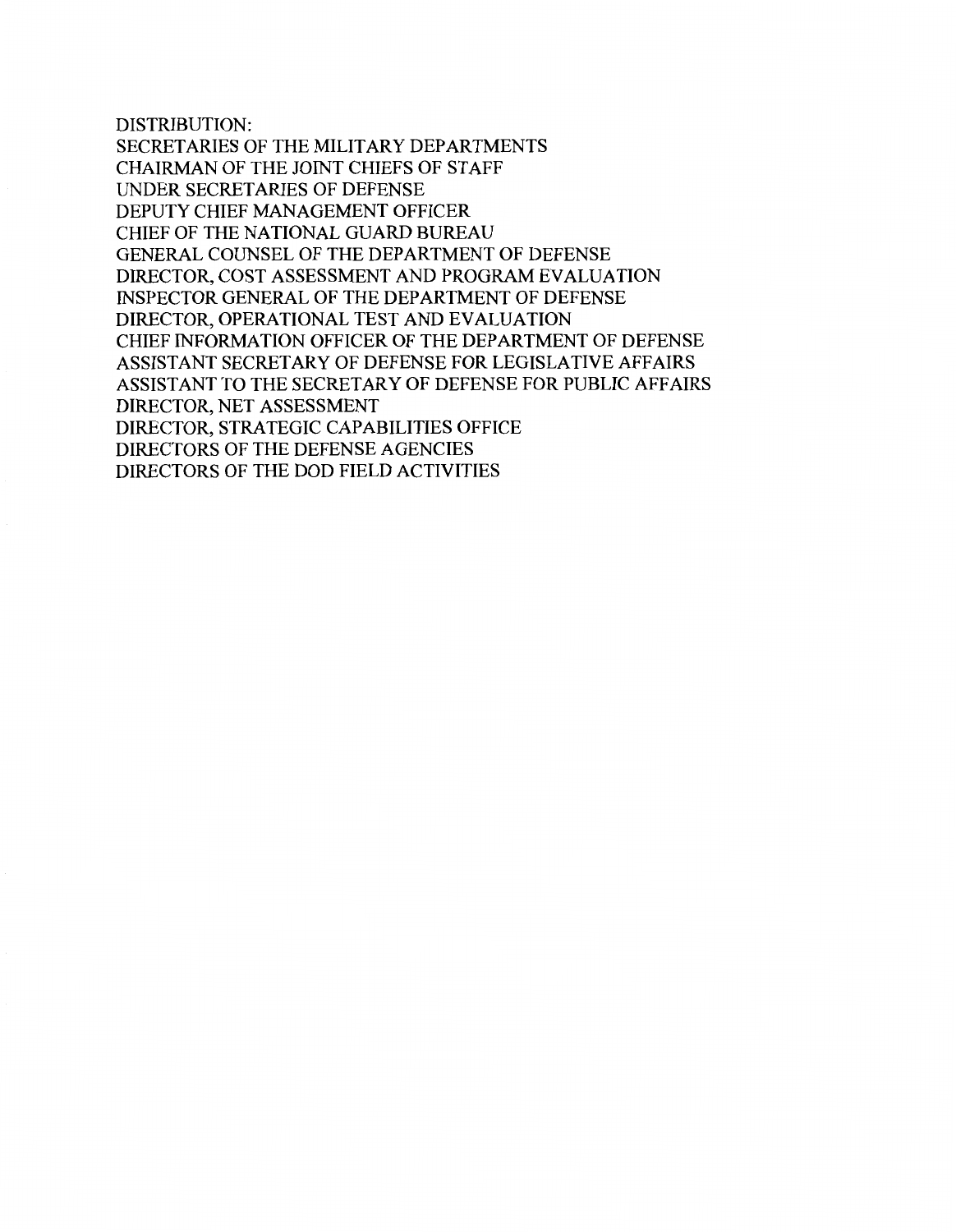DISTRIBUTION:
SECRETARIES OF THE MILITARY DEPARTMENTS
CHAIRMAN OF THE JOINT CHIEFS OF STAFF
UNDER SECRETARIES OF DEFENSE
DEPUTY CHIEF MANAGEMENT OFFICER
CHIEF OF THE NATIONAL GUARD BUREAU
GENERAL COUNSEL OF THE DEPARTMENT OF DEFENSE
DIRECTOR, COST ASSESSMENT AND PROGRAM EVALUATION
INSPECTOR GENERAL OF THE DEPARTMENT OF DEFENSE
DIRECTOR, OPERATIONAL TEST AND EVALUATION
CHIEF INFORMATION OFFICER OF THE DEPARTMENT OF DEFENSE
ASSISTANT SECRETARY OF DEFENSE FOR LEGISLATIVE AFFAIRS
ASSISTANT TO THE SECRETARY OF DEFENSE FOR PUBLIC AFFAIRS
DIRECTOR, NET ASSESSMENT
DIRECTOR, STRATEGIC CAPABILITIES OFFICE
DIRECTORS OF THE DEFENSE AGENCIES
DIRECTORS OF THE DOD FIELD ACTIVITIES